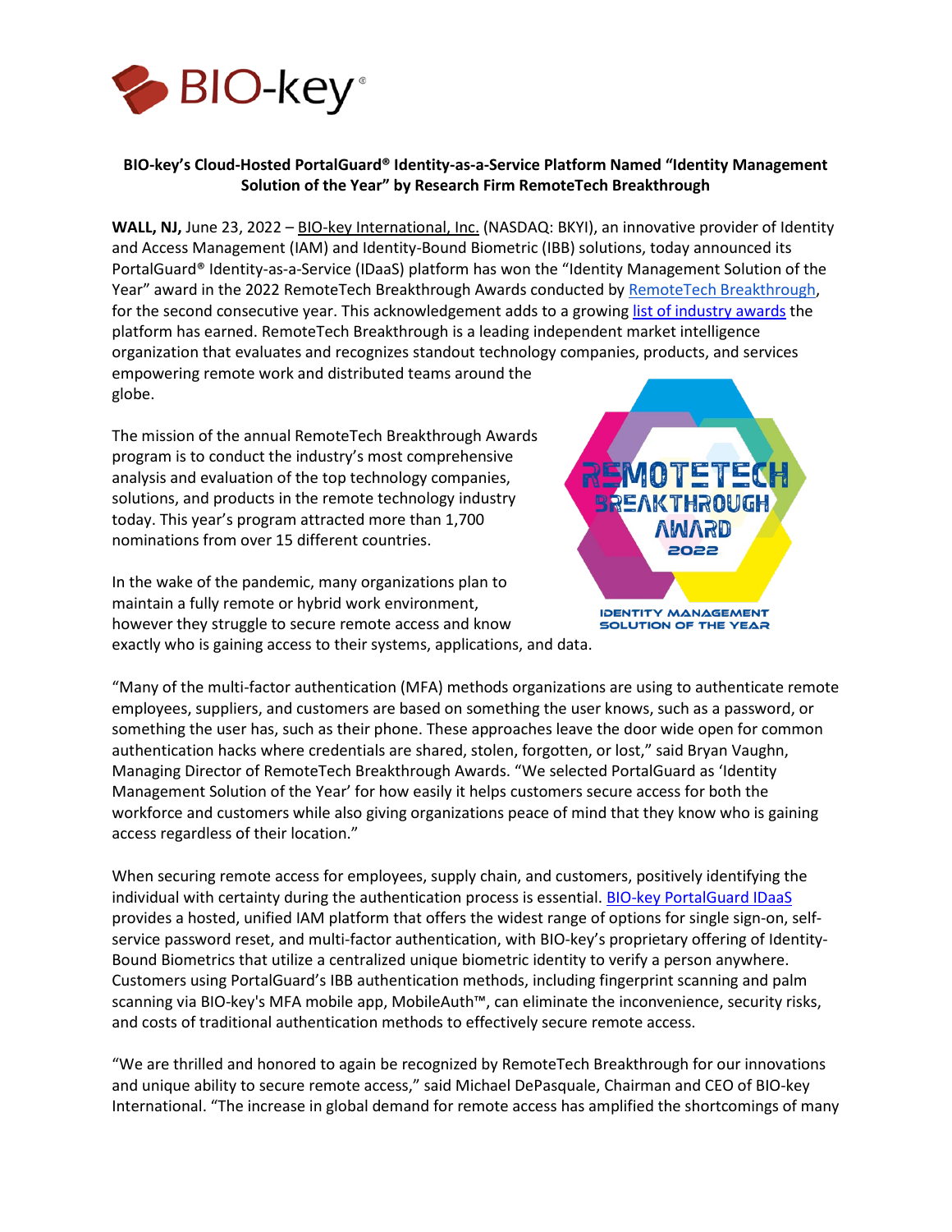**BIO-key's Cloud-Hosted PortalGuard® Identity-as-a-Service Platform Named "Identity Management Solution of the Year" by Research Firm RemoteTech Breakthrough**

**WALL, NJ,** June 23, 2022 – BIO-key International, Inc. (NASDAQ: BKYI), an innovative provider of Identity and Access Management (IAM) and Identity-Bound Biometric (IBB) solutions, today announced its PortalGuard® Identity-as-a-Service (IDaaS) platform has won the "Identity Management Solution of the Year" award in the 2022 RemoteTech Breakthrough Awards conducted by RemoteTech Breakthrough, for the second consecutive year. This acknowledgement adds to a growing list of industry awards the platform has earned. RemoteTech Breakthrough is a leading independent market intelligence organization that evaluates and recognizes standout technology companies, products, and services empowering remote work and distributed teams around the globe.

The mission of the annual RemoteTech Breakthrough Awards program is to conduct the industry's most comprehensive analysis and evaluation of the top technology companies, solutions, and products in the remote technology industry today. This year's program attracted more than 1,700 nominations from over 15 different countries.

In the wake of the pandemic, many organizations plan to maintain a fully remote or hybrid work environment, however they struggle to secure remote access and know exactly who is gaining access to their systems, applications, and data.

"Many of the multi-factor authentication (MFA) methods organizations are using to authenticate remote employees, suppliers, and customers are based on something the user knows, such as a password, or something the user has, such as their phone. These approaches leave the door wide open for common authentication hacks where credentials are shared, stolen, forgotten, or lost," said Bryan Vaughn, Managing Director of RemoteTech Breakthrough Awards. "We selected PortalGuard as 'Identity Management Solution of the Year' for how easily it helps customers secure access for both the workforce and customers while also giving organizations peace of mind that they know who is gaining access regardless of their location."

When securing remote access for employees, supply chain, and customers, positively identifying the individual with certainty during the authentication process is essential. BIO-key PortalGuard IDaaS provides a hosted, unified IAM platform that offers the widest range of options for single sign-on, self-service password reset, and multi-factor authentication, with BIO-key's proprietary offering of Identity-Bound Biometrics that utilize a centralized unique biometric identity to verify a person anywhere. Customers using PortalGuard's IBB authentication methods, including fingerprint scanning and palm scanning via BIO-key's MFA mobile app, MobileAuth™, can eliminate the inconvenience, security risks, and costs of traditional authentication methods to effectively secure remote access.

"We are thrilled and honored to again be recognized by RemoteTech Breakthrough for our innovations and unique ability to secure remote access," said Michael DePasquale, Chairman and CEO of BIO-key International. "The increase in global demand for remote access has amplified the shortcomings of many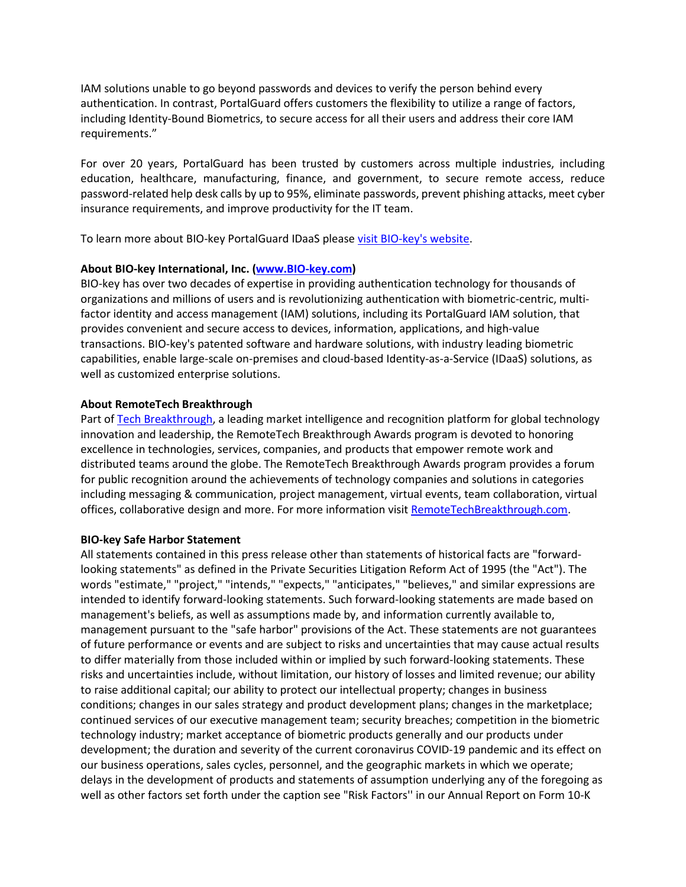IAM solutions unable to go beyond passwords and devices to verify the person behind every authentication. In contrast, PortalGuard offers customers the flexibility to utilize a range of factors, including Identity-Bound Biometrics, to secure access for all their users and address their core IAM requirements."

For over 20 years, PortalGuard has been trusted by customers across multiple industries, including education, healthcare, manufacturing, finance, and government, to secure remote access, reduce password-related help desk calls by up to 95%, eliminate passwords, prevent phishing attacks, meet cyber insurance requirements, and improve productivity for the IT team.

To learn more about BIO-key PortalGuard IDaaS please visit BIO-key's website.

**About BIO-key International, Inc. (www.BIO-key.com)**
BIO-key has over two decades of expertise in providing authentication technology for thousands of organizations and millions of users and is revolutionizing authentication with biometric-centric, multi-factor identity and access management (IAM) solutions, including its PortalGuard IAM solution, that provides convenient and secure access to devices, information, applications, and high-value transactions. BIO-key's patented software and hardware solutions, with industry leading biometric capabilities, enable large-scale on-premises and cloud-based Identity-as-a-Service (IDaaS) solutions, as well as customized enterprise solutions.

**About RemoteTech Breakthrough**
Part of Tech Breakthrough, a leading market intelligence and recognition platform for global technology innovation and leadership, the RemoteTech Breakthrough Awards program is devoted to honoring excellence in technologies, services, companies, and products that empower remote work and distributed teams around the globe. The RemoteTech Breakthrough Awards program provides a forum for public recognition around the achievements of technology companies and solutions in categories including messaging & communication, project management, virtual events, team collaboration, virtual offices, collaborative design and more. For more information visit RemoteTechBreakthrough.com.

**BIO-key Safe Harbor Statement**
All statements contained in this press release other than statements of historical facts are "forward-looking statements" as defined in the Private Securities Litigation Reform Act of 1995 (the "Act"). The words "estimate," "project," "intends," "expects," "anticipates," "believes," and similar expressions are intended to identify forward-looking statements. Such forward-looking statements are made based on management's beliefs, as well as assumptions made by, and information currently available to, management pursuant to the "safe harbor" provisions of the Act. These statements are not guarantees of future performance or events and are subject to risks and uncertainties that may cause actual results to differ materially from those included within or implied by such forward-looking statements. These risks and uncertainties include, without limitation, our history of losses and limited revenue; our ability to raise additional capital; our ability to protect our intellectual property; changes in business conditions; changes in our sales strategy and product development plans; changes in the marketplace; continued services of our executive management team; security breaches; competition in the biometric technology industry; market acceptance of biometric products generally and our products under development; the duration and severity of the current coronavirus COVID-19 pandemic and its effect on our business operations, sales cycles, personnel, and the geographic markets in which we operate; delays in the development of products and statements of assumption underlying any of the foregoing as well as other factors set forth under the caption see "Risk Factors'' in our Annual Report on Form 10-K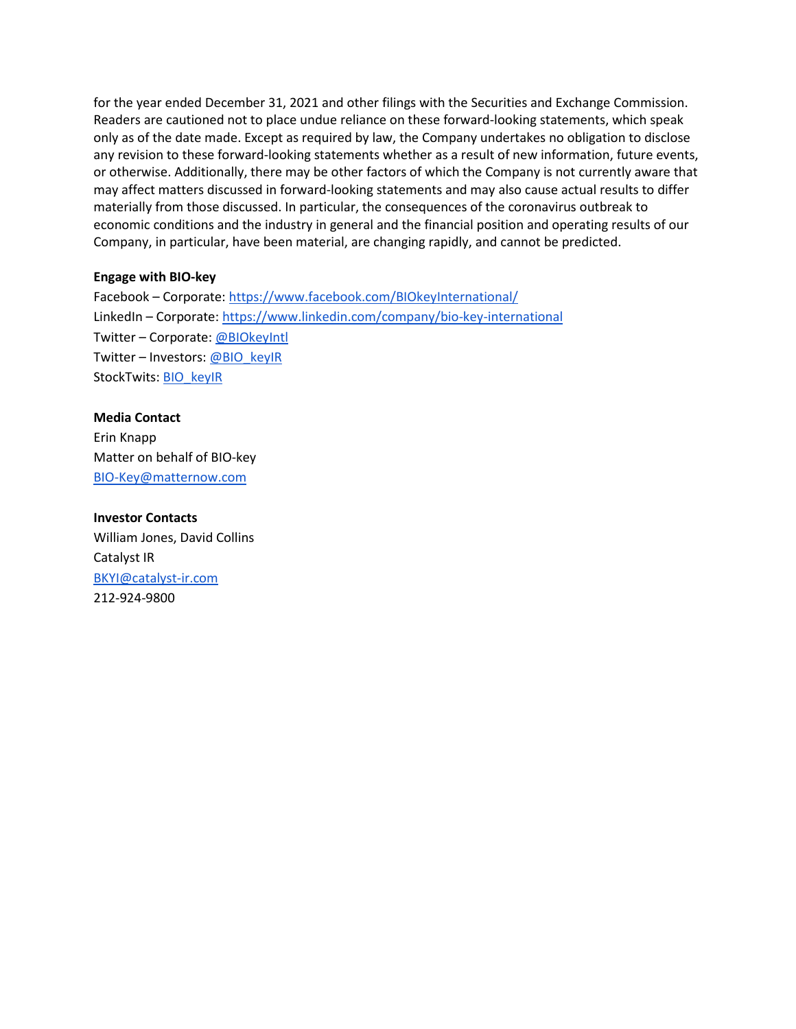for the year ended December 31, 2021 and other filings with the Securities and Exchange Commission. Readers are cautioned not to place undue reliance on these forward-looking statements, which speak only as of the date made. Except as required by law, the Company undertakes no obligation to disclose any revision to these forward-looking statements whether as a result of new information, future events, or otherwise. Additionally, there may be other factors of which the Company is not currently aware that may affect matters discussed in forward-looking statements and may also cause actual results to differ materially from those discussed. In particular, the consequences of the coronavirus outbreak to economic conditions and the industry in general and the financial position and operating results of our Company, in particular, have been material, are changing rapidly, and cannot be predicted.

**Engage with BIO-key**

Facebook – Corporate: https://www.facebook.com/BIOkeyInternational/
LinkedIn – Corporate: https://www.linkedin.com/company/bio-key-international
Twitter – Corporate: @BIOkeyIntl
Twitter – Investors: @BIO_keyIR
StockTwits: BIO_keyIR

**Media Contact**

Erin Knapp
Matter on behalf of BIO-key
BIO-Key@matternow.com

**Investor Contacts**

William Jones, David Collins
Catalyst IR
BKYI@catalyst-ir.com
212-924-9800